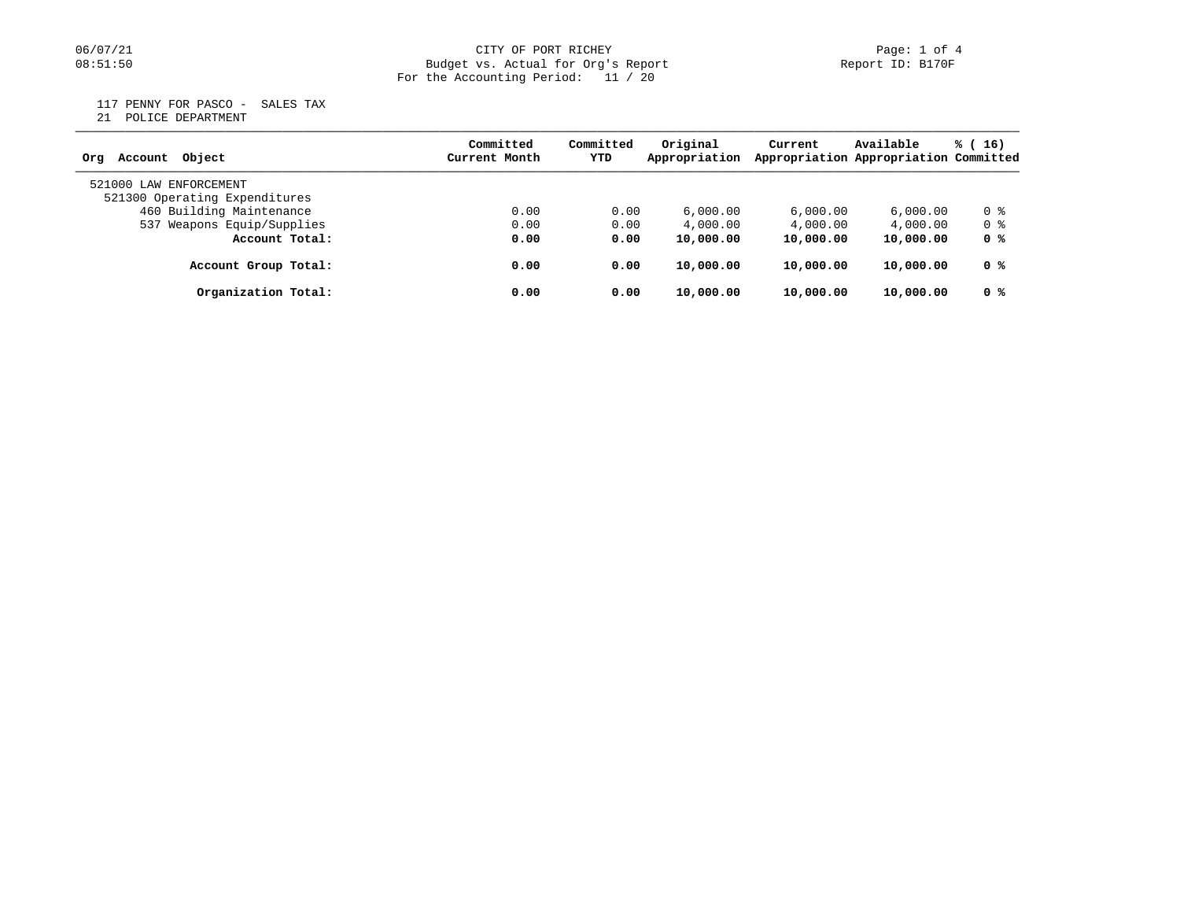CITY OF PORT RICHEY
Budget vs. Actual for Org's Report
For the Accounting Period: 11 / 20

117 PENNY FOR PASCO - SALES TAX
21 POLICE DEPARTMENT

| Org Account Object | Committed Current Month | Committed YTD | Original Appropriation | Current Appropriation | Available Appropriation | % ( 16) Committed |
|---|---|---|---|---|---|---|
| 521000 LAW ENFORCEMENT | | | | | | |
| 521300 Operating Expenditures | | | | | | |
| 460 Building Maintenance | 0.00 | 0.00 | 6,000.00 | 6,000.00 | 6,000.00 | 0 % |
| 537 Weapons Equip/Supplies | 0.00 | 0.00 | 4,000.00 | 4,000.00 | 4,000.00 | 0 % |
| **Account Total:** | **0.00** | **0.00** | **10,000.00** | **10,000.00** | **10,000.00** | **0 %** |
| **Account Group Total:** | **0.00** | **0.00** | **10,000.00** | **10,000.00** | **10,000.00** | **0 %** |
| **Organization Total:** | **0.00** | **0.00** | **10,000.00** | **10,000.00** | **10,000.00** | **0 %** |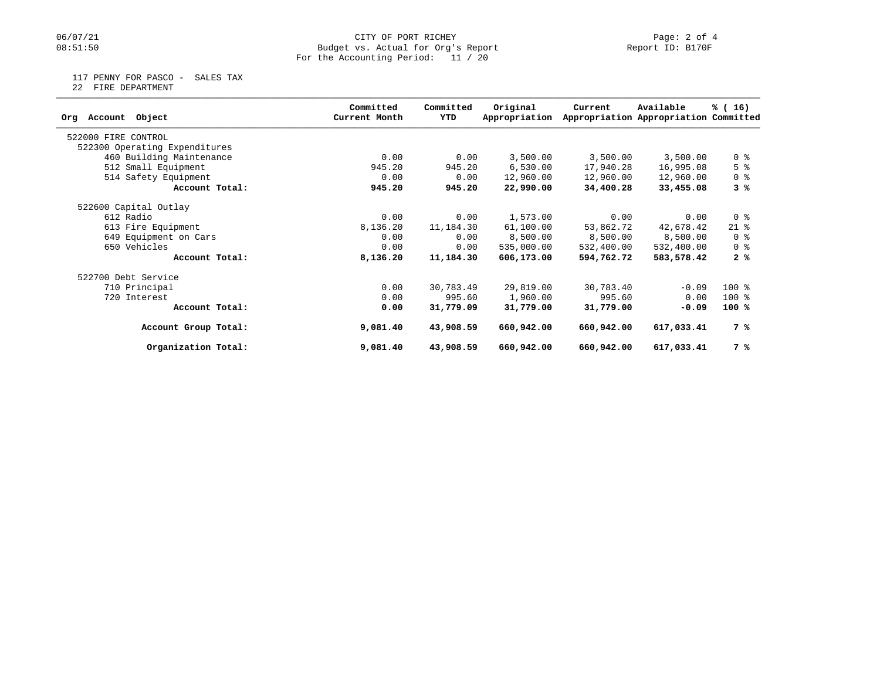CITY OF PORT RICHEY
Budget vs. Actual for Org's Report
For the Accounting Period: 11 / 20

117 PENNY FOR PASCO - SALES TAX
22 FIRE DEPARTMENT

| Org Account Object | Committed Current Month | Committed YTD | Original Appropriation | Current Appropriation | Available Appropriation | % ( 16) Committed |
|---|---|---|---|---|---|---|
| 522000 FIRE CONTROL | | | | | | |
| 522300 Operating Expenditures | | | | | | |
| 460 Building Maintenance | 0.00 | 0.00 | 3,500.00 | 3,500.00 | 3,500.00 | 0 % |
| 512 Small Equipment | 945.20 | 945.20 | 6,530.00 | 17,940.28 | 16,995.08 | 5 % |
| 514 Safety Equipment | 0.00 | 0.00 | 12,960.00 | 12,960.00 | 12,960.00 | 0 % |
| **Account Total:** | **945.20** | **945.20** | **22,990.00** | **34,400.28** | **33,455.08** | **3 %** |
| 522600 Capital Outlay | | | | | | |
| 612 Radio | 0.00 | 0.00 | 1,573.00 | 0.00 | 0.00 | 0 % |
| 613 Fire Equipment | 8,136.20 | 11,184.30 | 61,100.00 | 53,862.72 | 42,678.42 | 21 % |
| 649 Equipment on Cars | 0.00 | 0.00 | 8,500.00 | 8,500.00 | 8,500.00 | 0 % |
| 650 Vehicles | 0.00 | 0.00 | 535,000.00 | 532,400.00 | 532,400.00 | 0 % |
| **Account Total:** | **8,136.20** | **11,184.30** | **606,173.00** | **594,762.72** | **583,578.42** | **2 %** |
| 522700 Debt Service | | | | | | |
| 710 Principal | 0.00 | 30,783.49 | 29,819.00 | 30,783.40 | -0.09 | 100 % |
| 720 Interest | 0.00 | 995.60 | 1,960.00 | 995.60 | 0.00 | 100 % |
| **Account Total:** | **0.00** | **31,779.09** | **31,779.00** | **31,779.00** | **-0.09** | **100 %** |
| **Account Group Total:** | **9,081.40** | **43,908.59** | **660,942.00** | **660,942.00** | **617,033.41** | **7 %** |
| **Organization Total:** | **9,081.40** | **43,908.59** | **660,942.00** | **660,942.00** | **617,033.41** | **7 %** |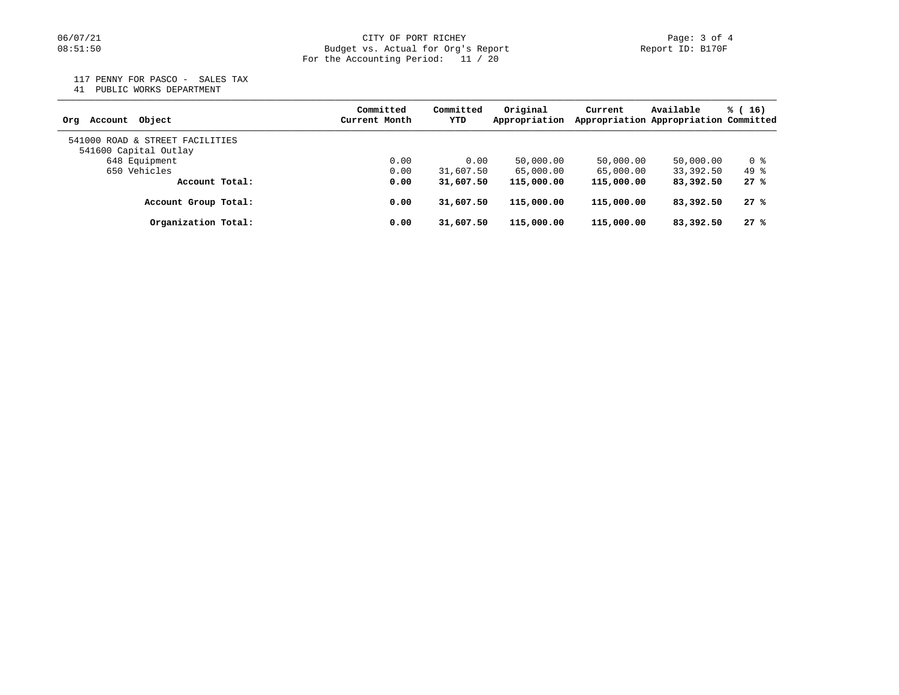CITY OF PORT RICHEY
Budget vs. Actual for Org's Report
For the Accounting Period: 11 / 20

117 PENNY FOR PASCO - SALES TAX
41 PUBLIC WORKS DEPARTMENT

| Org Account Object | Committed Current Month | Committed YTD | Original Appropriation | Current Appropriation | Available Appropriation | % ( 16) Committed |
|---|---|---|---|---|---|---|
| 541000 ROAD & STREET FACILITIES | | | | | | |
| 541600 Capital Outlay | | | | | | |
| 648 Equipment | 0.00 | 0.00 | 50,000.00 | 50,000.00 | 50,000.00 | 0 % |
| 650 Vehicles | 0.00 | 31,607.50 | 65,000.00 | 65,000.00 | 33,392.50 | 49 % |
| **Account Total:** | **0.00** | **31,607.50** | **115,000.00** | **115,000.00** | **83,392.50** | **27 %** |
| **Account Group Total:** | **0.00** | **31,607.50** | **115,000.00** | **115,000.00** | **83,392.50** | **27 %** |
| **Organization Total:** | **0.00** | **31,607.50** | **115,000.00** | **115,000.00** | **83,392.50** | **27 %** |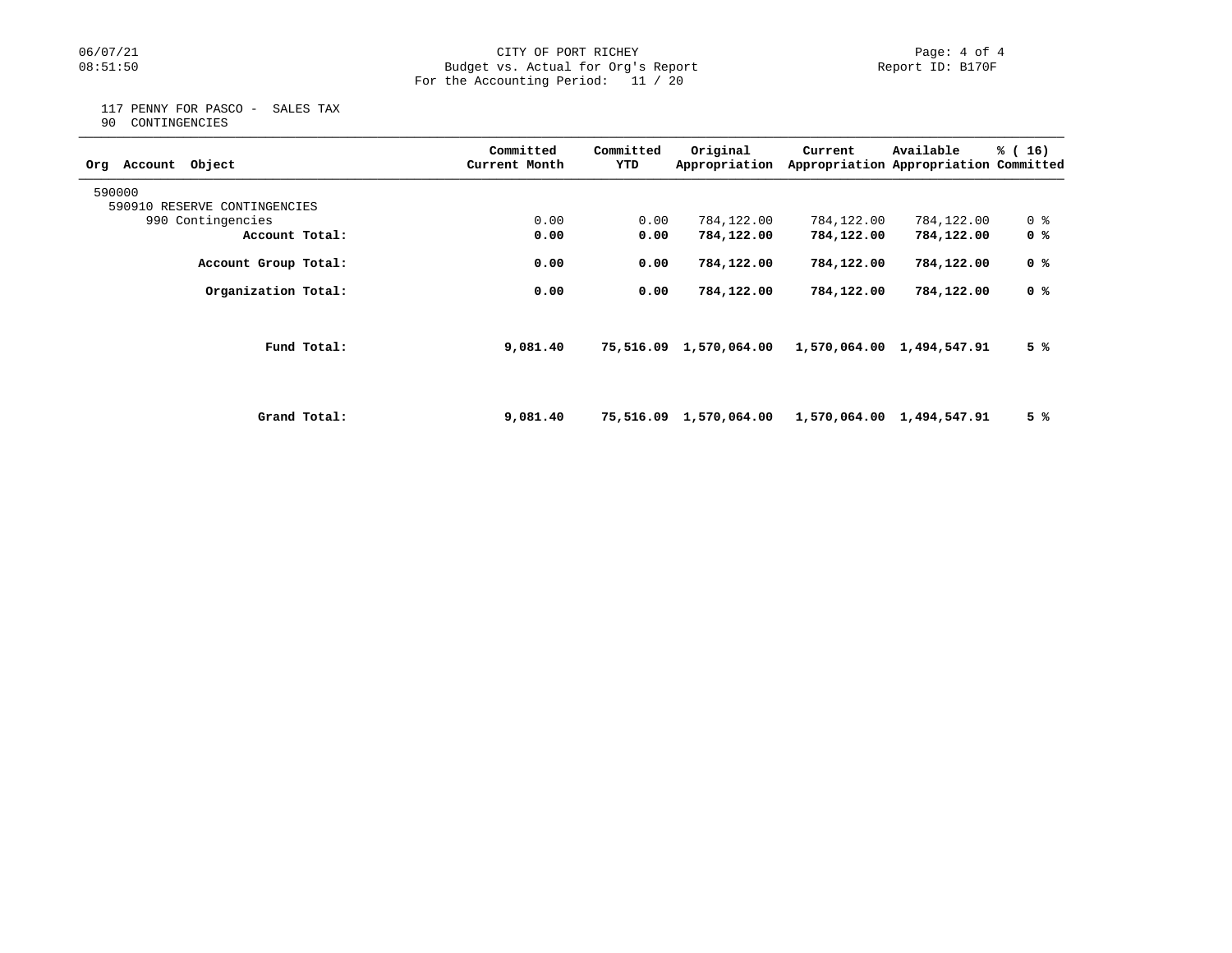CITY OF PORT RICHEY
Budget vs. Actual for Org's Report
For the Accounting Period: 11 / 20

117 PENNY FOR PASCO - SALES TAX
90 CONTINGENCIES

| Org Account Object | Committed Current Month | Committed YTD | Original Appropriation | Current Appropriation | Available Appropriation | % ( 16) Committed |
|---|---|---|---|---|---|---|
| 590000 | | | | | | |
| 590910 RESERVE CONTINGENCIES | | | | | | |
| 990 Contingencies | 0.00 | 0.00 | 784,122.00 | 784,122.00 | 784,122.00 | 0 % |
| **Account Total:** | **0.00** | **0.00** | **784,122.00** | **784,122.00** | **784,122.00** | **0 %** |
| **Account Group Total:** | **0.00** | **0.00** | **784,122.00** | **784,122.00** | **784,122.00** | **0 %** |
| **Organization Total:** | **0.00** | **0.00** | **784,122.00** | **784,122.00** | **784,122.00** | **0 %** |
| **Fund Total:** | **9,081.40** | **75,516.09** | **1,570,064.00** | **1,570,064.00** | **1,494,547.91** | **5 %** |
| **Grand Total:** | **9,081.40** | **75,516.09** | **1,570,064.00** | **1,570,064.00** | **1,494,547.91** | **5 %** |